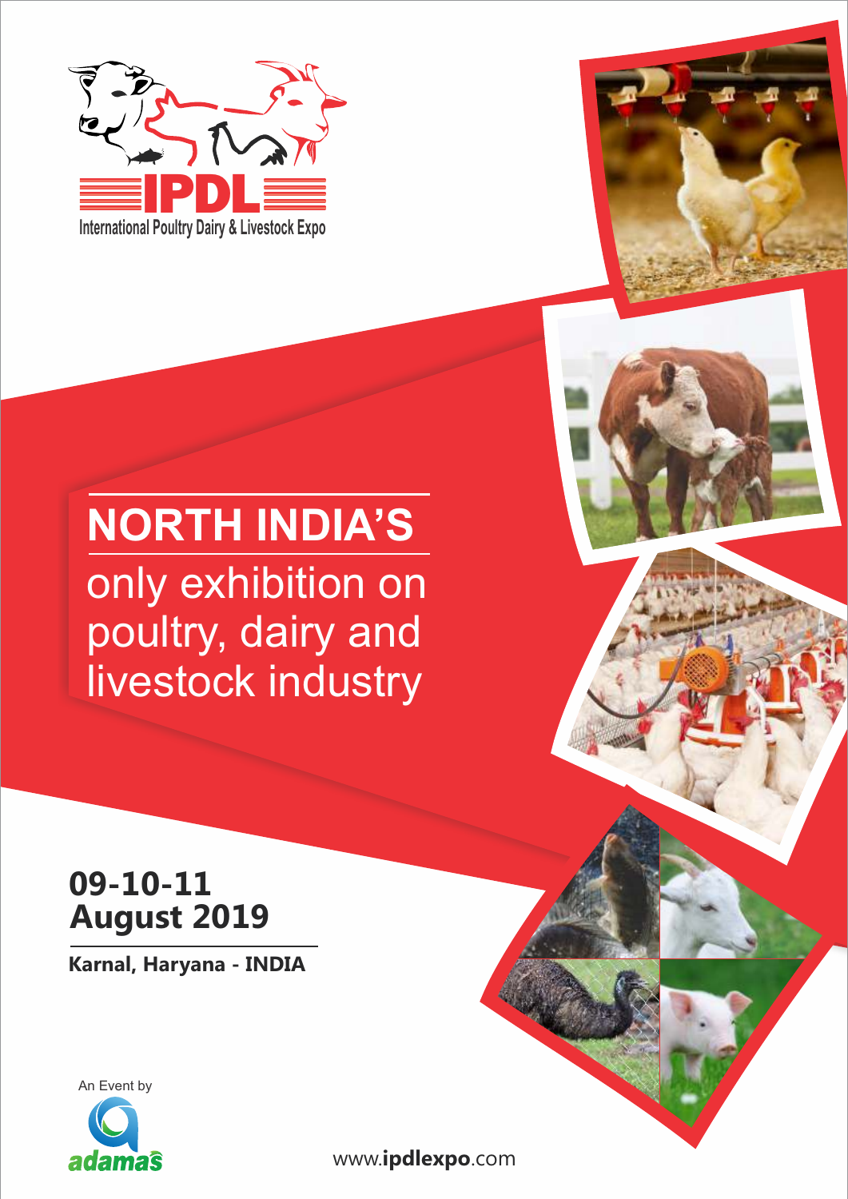# IPDL

International Poultry Dairy & Livestock Expo

## NORTH INDIA'S

only exhibition on poultry, dairy and livestock industry

**09-10-11**
**August 2019**

**Karnal, Haryana - INDIA**

An Event by

adamas

www.**ipdlexpo**.com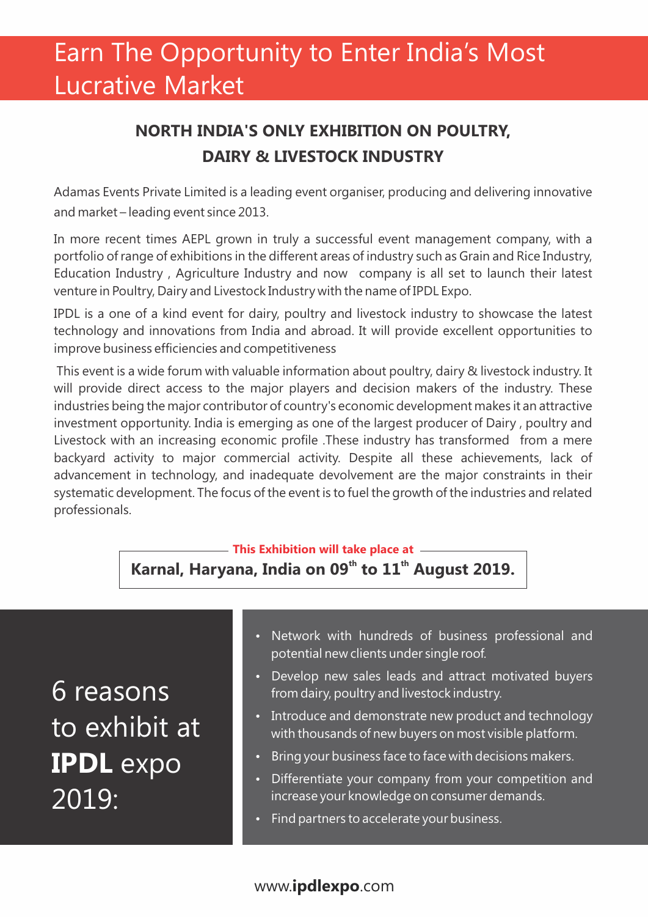# Earn The Opportunity to Enter India's Most Lucrative Market

## NORTH INDIA'S ONLY EXHIBITION ON POULTRY, DAIRY & LIVESTOCK INDUSTRY

Adamas Events Private Limited is a leading event organiser, producing and delivering innovative and market – leading event since 2013.

In more recent times AEPL grown in truly a successful event management company, with a portfolio of range of exhibitions in the different areas of industry such as Grain and Rice Industry, Education Industry , Agriculture Industry and now company is all set to launch their latest venture in Poultry, Dairy and Livestock Industry with the name of IPDL Expo.

IPDL is a one of a kind event for dairy, poultry and livestock industry to showcase the latest technology and innovations from India and abroad. It will provide excellent opportunities to improve business efficiencies and competitiveness

This event is a wide forum with valuable information about poultry, dairy & livestock industry. It will provide direct access to the major players and decision makers of the industry. These industries being the major contributor of country's economic development makes it an attractive investment opportunity. India is emerging as one of the largest producer of Dairy , poultry and Livestock with an increasing economic profile .These industry has transformed from a mere backyard activity to major commercial activity. Despite all these achievements, lack of advancement in technology, and inadequate devolvement are the major constraints in their systematic development. The focus of the event is to fuel the growth of the industries and related professionals.

**This Exhibition will take place at**

**Karnal, Haryana, India on 09th to 11th August 2019.**

## 6 reasons to exhibit at **IPDL** expo 2019:

- Network with hundreds of business professional and potential new clients under single roof.
- Develop new sales leads and attract motivated buyers from dairy, poultry and livestock industry.
- Introduce and demonstrate new product and technology with thousands of new buyers on most visible platform.
- Bring your business face to face with decisions makers.
- Differentiate your company from your competition and increase your knowledge on consumer demands.
- Find partners to accelerate your business.

www.**ipdlexpo**.com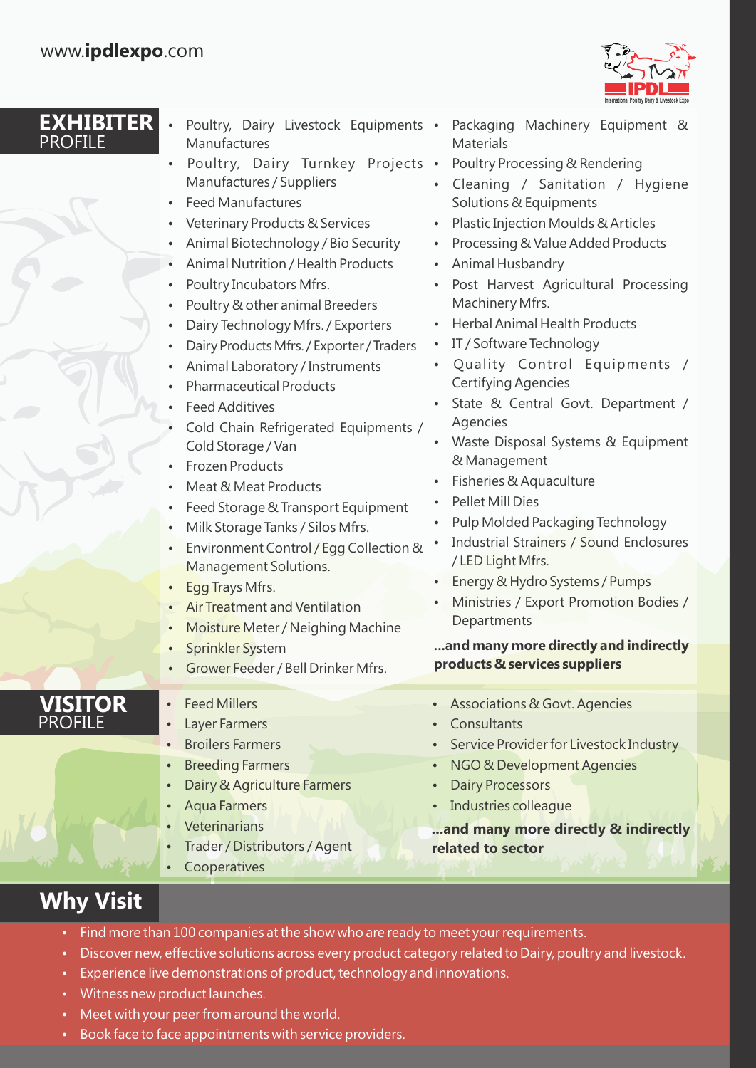www.**ipdlexpo**.com

## EXHIBITER PROFILE

- Poultry, Dairy Livestock Equipments Manufactures
- Poultry, Dairy Turnkey Projects Manufactures / Suppliers
- Feed Manufactures
- Veterinary Products & Services
- Animal Biotechnology / Bio Security
- Animal Nutrition / Health Products
- Poultry Incubators Mfrs.
- Poultry & other animal Breeders
- Dairy Technology Mfrs. / Exporters
- Dairy Products Mfrs. / Exporter / Traders
- Animal Laboratory / Instruments
- Pharmaceutical Products
- Feed Additives
- Cold Chain Refrigerated Equipments / Cold Storage / Van
- Frozen Products
- Meat & Meat Products
- Feed Storage & Transport Equipment
- Milk Storage Tanks / Silos Mfrs.
- Environment Control / Egg Collection & Management Solutions.
- Egg Trays Mfrs.
- Air Treatment and Ventilation
- Moisture Meter / Neighing Machine
- Sprinkler System
- Grower Feeder / Bell Drinker Mfrs.
- Packaging Machinery Equipment & Materials
- Poultry Processing & Rendering
- Cleaning / Sanitation / Hygiene Solutions & Equipments
- Plastic Injection Moulds & Articles
- Processing & Value Added Products
- Animal Husbandry
- Post Harvest Agricultural Processing Machinery Mfrs.
- Herbal Animal Health Products
- IT / Software Technology
- Quality Control Equipments / Certifying Agencies
- State & Central Govt. Department / Agencies
- Waste Disposal Systems & Equipment & Management
- Fisheries & Aquaculture
- Pellet Mill Dies
- Pulp Molded Packaging Technology
- Industrial Strainers / Sound Enclosures / LED Light Mfrs.
- Energy & Hydro Systems / Pumps
- Ministries / Export Promotion Bodies / Departments

**...and many more directly and indirectly products & services suppliers**

## VISITOR PROFILE

- Feed Millers
- Layer Farmers
- Broilers Farmers
- Breeding Farmers
- Dairy & Agriculture Farmers
- Aqua Farmers
- Veterinarians
- Trader / Distributors / Agent
- Cooperatives
- Associations & Govt. Agencies
- Consultants
- Service Provider for Livestock Industry
- NGO & Development Agencies
- Dairy Processors
- Industries colleague

**...and many more directly & indirectly related to sector**

## Why Visit

- Find more than 100 companies at the show who are ready to meet your requirements.
- Discover new, effective solutions across every product category related to Dairy, poultry and livestock.
- Experience live demonstrations of product, technology and innovations.
- Witness new product launches.
- Meet with your peer from around the world.
- Book face to face appointments with service providers.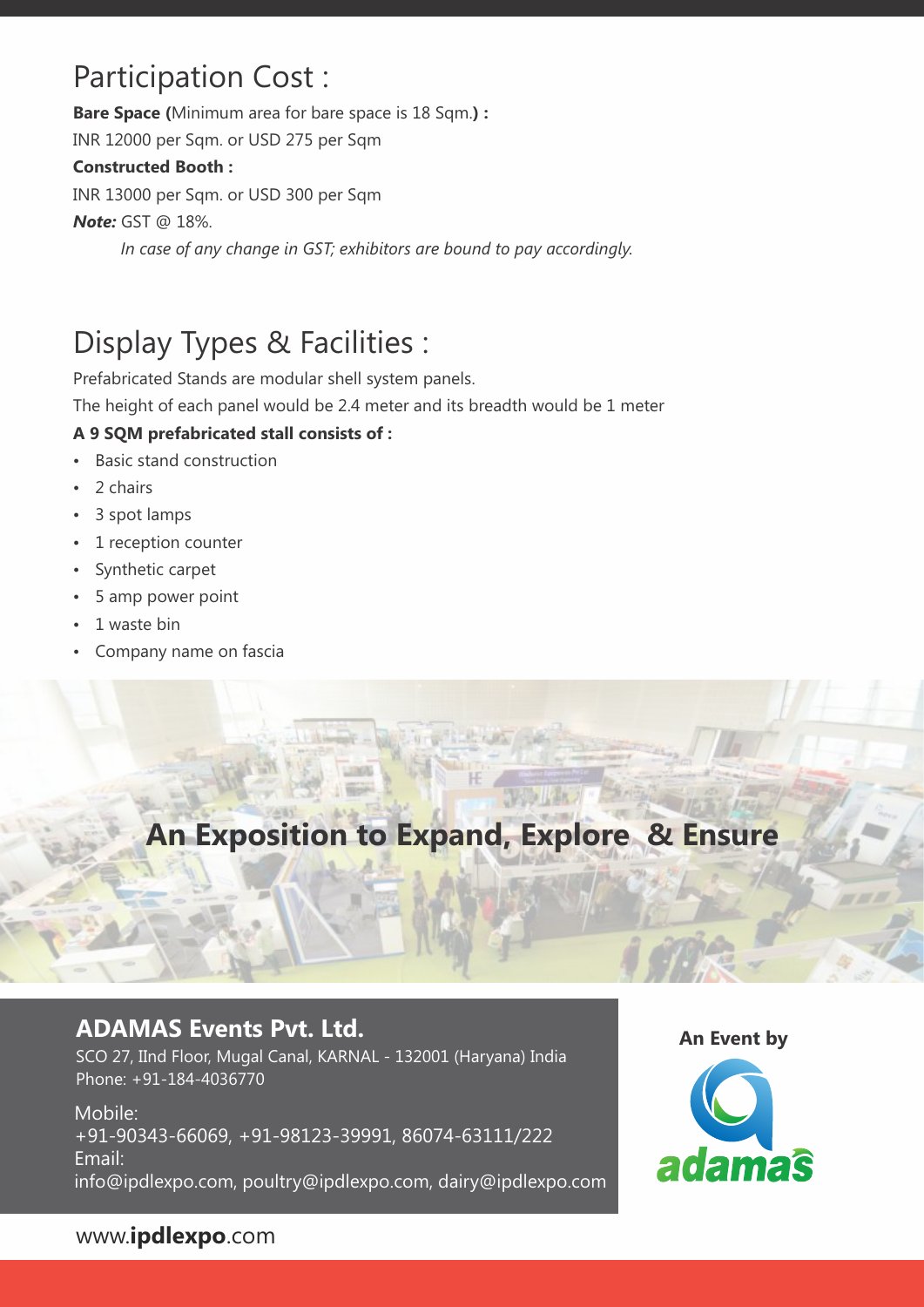## Participation Cost :

**Bare Space (**Minimum area for bare space is 18 Sqm.**) :**

INR 12000 per Sqm. or USD 275 per Sqm

**Constructed Booth :**

INR 13000 per Sqm. or USD 300 per Sqm

***Note:*** GST @ 18%.

*In case of any change in GST; exhibitors are bound to pay accordingly.*

## Display Types & Facilities :

Prefabricated Stands are modular shell system panels.

The height of each panel would be 2.4 meter and its breadth would be 1 meter

**A 9 SQM prefabricated stall consists of :**

- Basic stand construction
- 2 chairs
- 3 spot lamps
- 1 reception counter
- Synthetic carpet
- 5 amp power point
- 1 waste bin
- Company name on fascia

**An Exposition to Expand, Explore & Ensure**

### ADAMAS Events Pvt. Ltd.

SCO 27, IInd Floor, Mugal Canal, KARNAL - 132001 (Haryana) India
Phone: +91-184-4036770

Mobile:
+91-90343-66069, +91-98123-39991, 86074-63111/222
Email:
info@ipdlexpo.com, poultry@ipdlexpo.com, dairy@ipdlexpo.com

**An Event by**

adamas

www.**ipdlexpo**.com